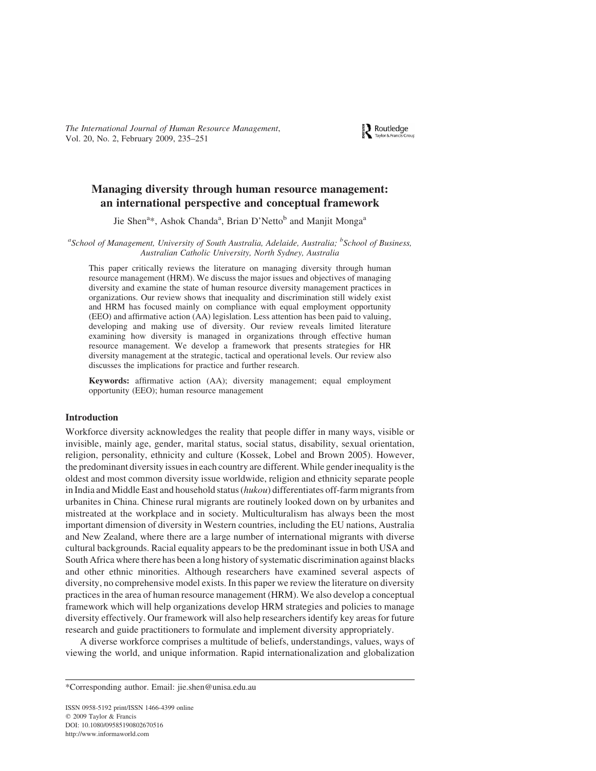# Managing diversity through human resource management: an international perspective and conceptual framework

Jie Shen[a]*, Ashok Chanda[a], Brian D'Netto[b] and Manjit Monga[a]

[a]*School of Management, University of South Australia, Adelaide, Australia;* [b]*School of Business, Australian Catholic University, North Sydney, Australia*

This paper critically reviews the literature on managing diversity through human resource management (HRM). We discuss the major issues and objectives of managing diversity and examine the state of human resource diversity management practices in organizations. Our review shows that inequality and discrimination still widely exist and HRM has focused mainly on compliance with equal employment opportunity (EEO) and affirmative action (AA) legislation. Less attention has been paid to valuing, developing and making use of diversity. Our review reveals limited literature examining how diversity is managed in organizations through effective human resource management. We develop a framework that presents strategies for HR diversity management at the strategic, tactical and operational levels. Our review also discusses the implications for practice and further research.

**Keywords:** affirmative action (AA); diversity management; equal employment opportunity (EEO); human resource management

## Introduction

Workforce diversity acknowledges the reality that people differ in many ways, visible or invisible, mainly age, gender, marital status, social status, disability, sexual orientation, religion, personality, ethnicity and culture (Kossek, Lobel and Brown 2005). However, the predominant diversity issues in each country are different. While gender inequality is the oldest and most common diversity issue worldwide, religion and ethnicity separate people in India and Middle East and household status (*hukou*) differentiates off-farm migrants from urbanites in China. Chinese rural migrants are routinely looked down on by urbanites and mistreated at the workplace and in society. Multiculturalism has always been the most important dimension of diversity in Western countries, including the EU nations, Australia and New Zealand, where there are a large number of international migrants with diverse cultural backgrounds. Racial equality appears to be the predominant issue in both USA and South Africa where there has been a long history of systematic discrimination against blacks and other ethnic minorities. Although researchers have examined several aspects of diversity, no comprehensive model exists. In this paper we review the literature on diversity practices in the area of human resource management (HRM). We also develop a conceptual framework which will help organizations develop HRM strategies and policies to manage diversity effectively. Our framework will also help researchers identify key areas for future research and guide practitioners to formulate and implement diversity appropriately.

A diverse workforce comprises a multitude of beliefs, understandings, values, ways of viewing the world, and unique information. Rapid internationalization and globalization

---

*Corresponding author. Email: jie.shen@unisa.edu.au

ISSN 0958-5192 print/ISSN 1466-4399 online
© 2009 Taylor & Francis
DOI: 10.1080/09585190802670516
http://www.informaworld.com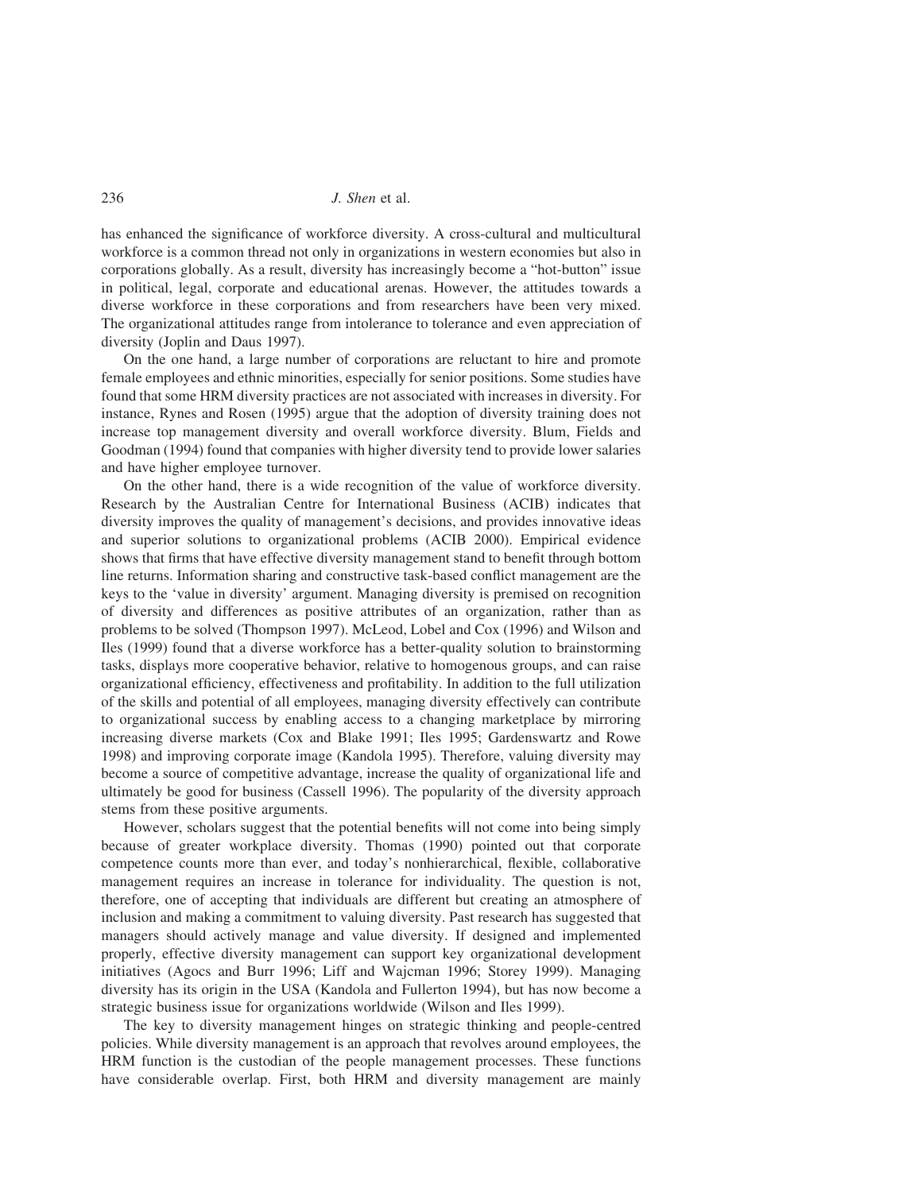has enhanced the significance of workforce diversity. A cross-cultural and multicultural workforce is a common thread not only in organizations in western economies but also in corporations globally. As a result, diversity has increasingly become a "hot-button" issue in political, legal, corporate and educational arenas. However, the attitudes towards a diverse workforce in these corporations and from researchers have been very mixed. The organizational attitudes range from intolerance to tolerance and even appreciation of diversity (Joplin and Daus 1997).

On the one hand, a large number of corporations are reluctant to hire and promote female employees and ethnic minorities, especially for senior positions. Some studies have found that some HRM diversity practices are not associated with increases in diversity. For instance, Rynes and Rosen (1995) argue that the adoption of diversity training does not increase top management diversity and overall workforce diversity. Blum, Fields and Goodman (1994) found that companies with higher diversity tend to provide lower salaries and have higher employee turnover.

On the other hand, there is a wide recognition of the value of workforce diversity. Research by the Australian Centre for International Business (ACIB) indicates that diversity improves the quality of management's decisions, and provides innovative ideas and superior solutions to organizational problems (ACIB 2000). Empirical evidence shows that firms that have effective diversity management stand to benefit through bottom line returns. Information sharing and constructive task-based conflict management are the keys to the 'value in diversity' argument. Managing diversity is premised on recognition of diversity and differences as positive attributes of an organization, rather than as problems to be solved (Thompson 1997). McLeod, Lobel and Cox (1996) and Wilson and Iles (1999) found that a diverse workforce has a better-quality solution to brainstorming tasks, displays more cooperative behavior, relative to homogenous groups, and can raise organizational efficiency, effectiveness and profitability. In addition to the full utilization of the skills and potential of all employees, managing diversity effectively can contribute to organizational success by enabling access to a changing marketplace by mirroring increasing diverse markets (Cox and Blake 1991; Iles 1995; Gardenswartz and Rowe 1998) and improving corporate image (Kandola 1995). Therefore, valuing diversity may become a source of competitive advantage, increase the quality of organizational life and ultimately be good for business (Cassell 1996). The popularity of the diversity approach stems from these positive arguments.

However, scholars suggest that the potential benefits will not come into being simply because of greater workplace diversity. Thomas (1990) pointed out that corporate competence counts more than ever, and today's nonhierarchical, flexible, collaborative management requires an increase in tolerance for individuality. The question is not, therefore, one of accepting that individuals are different but creating an atmosphere of inclusion and making a commitment to valuing diversity. Past research has suggested that managers should actively manage and value diversity. If designed and implemented properly, effective diversity management can support key organizational development initiatives (Agocs and Burr 1996; Liff and Wajcman 1996; Storey 1999). Managing diversity has its origin in the USA (Kandola and Fullerton 1994), but has now become a strategic business issue for organizations worldwide (Wilson and Iles 1999).

The key to diversity management hinges on strategic thinking and people-centred policies. While diversity management is an approach that revolves around employees, the HRM function is the custodian of the people management processes. These functions have considerable overlap. First, both HRM and diversity management are mainly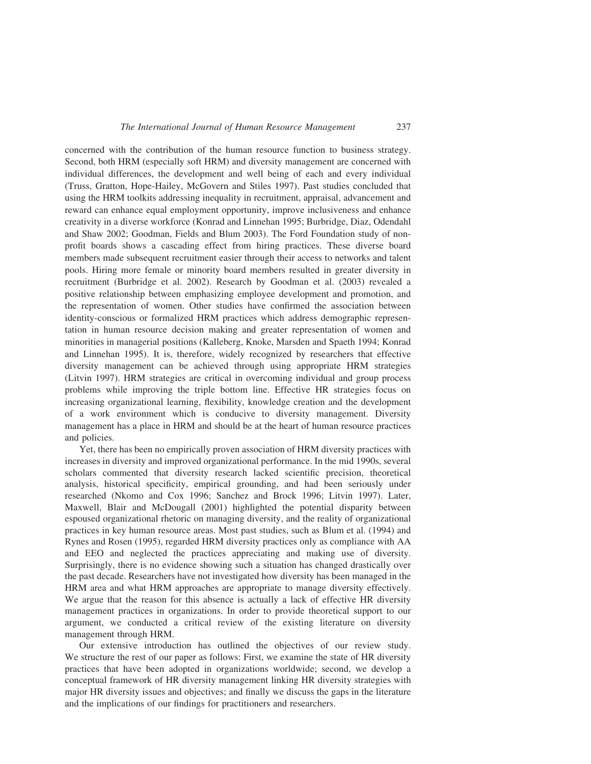concerned with the contribution of the human resource function to business strategy. Second, both HRM (especially soft HRM) and diversity management are concerned with individual differences, the development and well being of each and every individual (Truss, Gratton, Hope-Hailey, McGovern and Stiles 1997). Past studies concluded that using the HRM toolkits addressing inequality in recruitment, appraisal, advancement and reward can enhance equal employment opportunity, improve inclusiveness and enhance creativity in a diverse workforce (Konrad and Linnehan 1995; Burbridge, Diaz, Odendahl and Shaw 2002; Goodman, Fields and Blum 2003). The Ford Foundation study of non-profit boards shows a cascading effect from hiring practices. These diverse board members made subsequent recruitment easier through their access to networks and talent pools. Hiring more female or minority board members resulted in greater diversity in recruitment (Burbridge et al. 2002). Research by Goodman et al. (2003) revealed a positive relationship between emphasizing employee development and promotion, and the representation of women. Other studies have confirmed the association between identity-conscious or formalized HRM practices which address demographic representation in human resource decision making and greater representation of women and minorities in managerial positions (Kalleberg, Knoke, Marsden and Spaeth 1994; Konrad and Linnehan 1995). It is, therefore, widely recognized by researchers that effective diversity management can be achieved through using appropriate HRM strategies (Litvin 1997). HRM strategies are critical in overcoming individual and group process problems while improving the triple bottom line. Effective HR strategies focus on increasing organizational learning, flexibility, knowledge creation and the development of a work environment which is conducive to diversity management. Diversity management has a place in HRM and should be at the heart of human resource practices and policies.

Yet, there has been no empirically proven association of HRM diversity practices with increases in diversity and improved organizational performance. In the mid 1990s, several scholars commented that diversity research lacked scientific precision, theoretical analysis, historical specificity, empirical grounding, and had been seriously under researched (Nkomo and Cox 1996; Sanchez and Brock 1996; Litvin 1997). Later, Maxwell, Blair and McDougall (2001) highlighted the potential disparity between espoused organizational rhetoric on managing diversity, and the reality of organizational practices in key human resource areas. Most past studies, such as Blum et al. (1994) and Rynes and Rosen (1995), regarded HRM diversity practices only as compliance with AA and EEO and neglected the practices appreciating and making use of diversity. Surprisingly, there is no evidence showing such a situation has changed drastically over the past decade. Researchers have not investigated how diversity has been managed in the HRM area and what HRM approaches are appropriate to manage diversity effectively. We argue that the reason for this absence is actually a lack of effective HR diversity management practices in organizations. In order to provide theoretical support to our argument, we conducted a critical review of the existing literature on diversity management through HRM.

Our extensive introduction has outlined the objectives of our review study. We structure the rest of our paper as follows: First, we examine the state of HR diversity practices that have been adopted in organizations worldwide; second, we develop a conceptual framework of HR diversity management linking HR diversity strategies with major HR diversity issues and objectives; and finally we discuss the gaps in the literature and the implications of our findings for practitioners and researchers.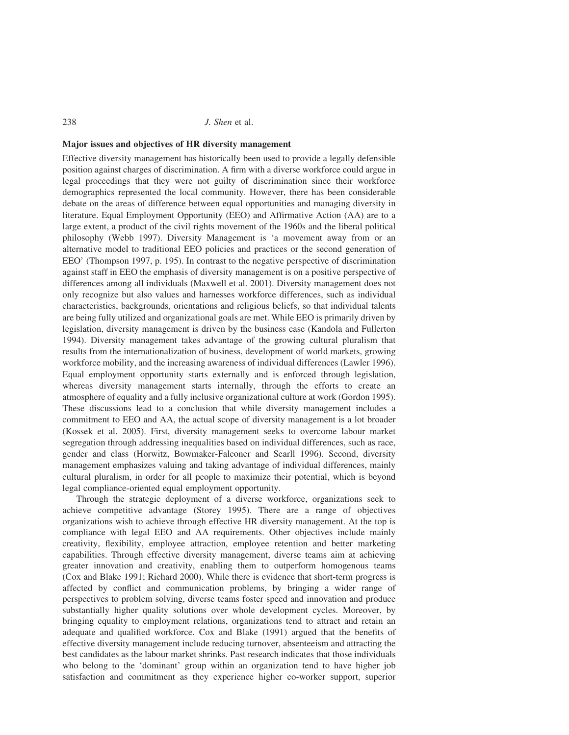## Major issues and objectives of HR diversity management

Effective diversity management has historically been used to provide a legally defensible position against charges of discrimination. A firm with a diverse workforce could argue in legal proceedings that they were not guilty of discrimination since their workforce demographics represented the local community. However, there has been considerable debate on the areas of difference between equal opportunities and managing diversity in literature. Equal Employment Opportunity (EEO) and Affirmative Action (AA) are to a large extent, a product of the civil rights movement of the 1960s and the liberal political philosophy (Webb 1997). Diversity Management is 'a movement away from or an alternative model to traditional EEO policies and practices or the second generation of EEO' (Thompson 1997, p. 195). In contrast to the negative perspective of discrimination against staff in EEO the emphasis of diversity management is on a positive perspective of differences among all individuals (Maxwell et al. 2001). Diversity management does not only recognize but also values and harnesses workforce differences, such as individual characteristics, backgrounds, orientations and religious beliefs, so that individual talents are being fully utilized and organizational goals are met. While EEO is primarily driven by legislation, diversity management is driven by the business case (Kandola and Fullerton 1994). Diversity management takes advantage of the growing cultural pluralism that results from the internationalization of business, development of world markets, growing workforce mobility, and the increasing awareness of individual differences (Lawler 1996). Equal employment opportunity starts externally and is enforced through legislation, whereas diversity management starts internally, through the efforts to create an atmosphere of equality and a fully inclusive organizational culture at work (Gordon 1995). These discussions lead to a conclusion that while diversity management includes a commitment to EEO and AA, the actual scope of diversity management is a lot broader (Kossek et al. 2005). First, diversity management seeks to overcome labour market segregation through addressing inequalities based on individual differences, such as race, gender and class (Horwitz, Bowmaker-Falconer and Searll 1996). Second, diversity management emphasizes valuing and taking advantage of individual differences, mainly cultural pluralism, in order for all people to maximize their potential, which is beyond legal compliance-oriented equal employment opportunity.

Through the strategic deployment of a diverse workforce, organizations seek to achieve competitive advantage (Storey 1995). There are a range of objectives organizations wish to achieve through effective HR diversity management. At the top is compliance with legal EEO and AA requirements. Other objectives include mainly creativity, flexibility, employee attraction, employee retention and better marketing capabilities. Through effective diversity management, diverse teams aim at achieving greater innovation and creativity, enabling them to outperform homogenous teams (Cox and Blake 1991; Richard 2000). While there is evidence that short-term progress is affected by conflict and communication problems, by bringing a wider range of perspectives to problem solving, diverse teams foster speed and innovation and produce substantially higher quality solutions over whole development cycles. Moreover, by bringing equality to employment relations, organizations tend to attract and retain an adequate and qualified workforce. Cox and Blake (1991) argued that the benefits of effective diversity management include reducing turnover, absenteeism and attracting the best candidates as the labour market shrinks. Past research indicates that those individuals who belong to the 'dominant' group within an organization tend to have higher job satisfaction and commitment as they experience higher co-worker support, superior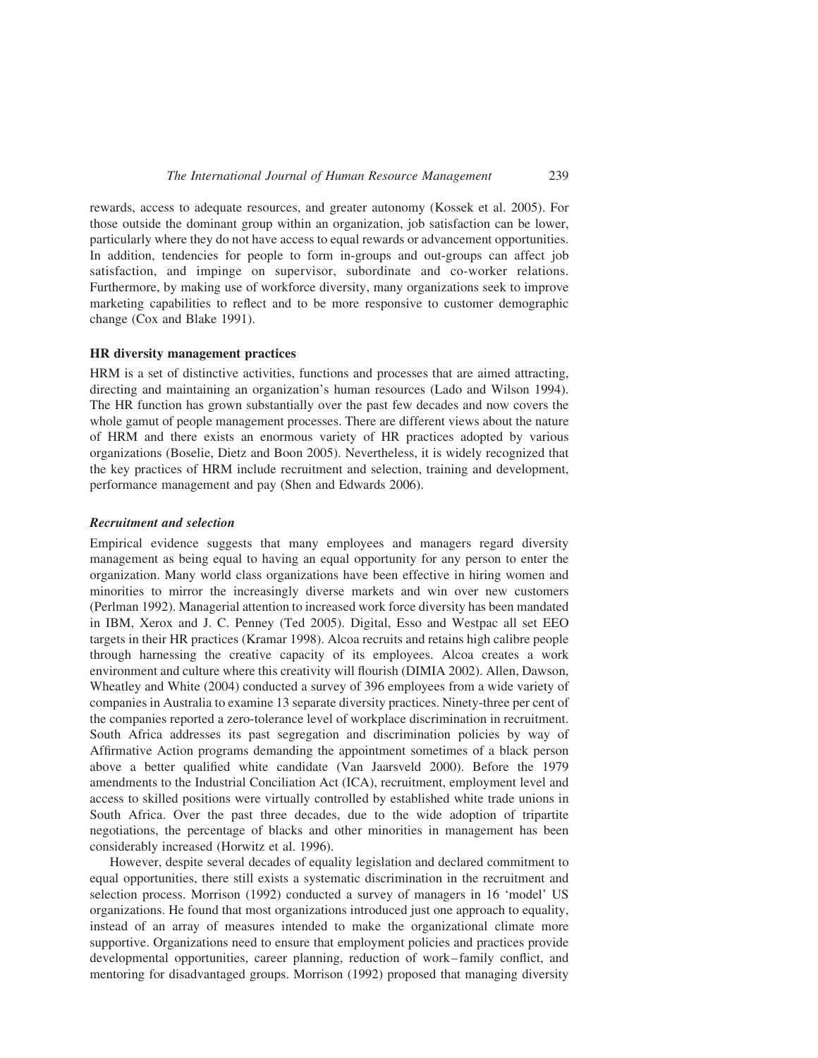rewards, access to adequate resources, and greater autonomy (Kossek et al. 2005). For those outside the dominant group within an organization, job satisfaction can be lower, particularly where they do not have access to equal rewards or advancement opportunities. In addition, tendencies for people to form in-groups and out-groups can affect job satisfaction, and impinge on supervisor, subordinate and co-worker relations. Furthermore, by making use of workforce diversity, many organizations seek to improve marketing capabilities to reflect and to be more responsive to customer demographic change (Cox and Blake 1991).

## HR diversity management practices

HRM is a set of distinctive activities, functions and processes that are aimed attracting, directing and maintaining an organization's human resources (Lado and Wilson 1994). The HR function has grown substantially over the past few decades and now covers the whole gamut of people management processes. There are different views about the nature of HRM and there exists an enormous variety of HR practices adopted by various organizations (Boselie, Dietz and Boon 2005). Nevertheless, it is widely recognized that the key practices of HRM include recruitment and selection, training and development, performance management and pay (Shen and Edwards 2006).

### *Recruitment and selection*

Empirical evidence suggests that many employees and managers regard diversity management as being equal to having an equal opportunity for any person to enter the organization. Many world class organizations have been effective in hiring women and minorities to mirror the increasingly diverse markets and win over new customers (Perlman 1992). Managerial attention to increased work force diversity has been mandated in IBM, Xerox and J. C. Penney (Ted 2005). Digital, Esso and Westpac all set EEO targets in their HR practices (Kramar 1998). Alcoa recruits and retains high calibre people through harnessing the creative capacity of its employees. Alcoa creates a work environment and culture where this creativity will flourish (DIMIA 2002). Allen, Dawson, Wheatley and White (2004) conducted a survey of 396 employees from a wide variety of companies in Australia to examine 13 separate diversity practices. Ninety-three per cent of the companies reported a zero-tolerance level of workplace discrimination in recruitment. South Africa addresses its past segregation and discrimination policies by way of Affirmative Action programs demanding the appointment sometimes of a black person above a better qualified white candidate (Van Jaarsveld 2000). Before the 1979 amendments to the Industrial Conciliation Act (ICA), recruitment, employment level and access to skilled positions were virtually controlled by established white trade unions in South Africa. Over the past three decades, due to the wide adoption of tripartite negotiations, the percentage of blacks and other minorities in management has been considerably increased (Horwitz et al. 1996).

However, despite several decades of equality legislation and declared commitment to equal opportunities, there still exists a systematic discrimination in the recruitment and selection process. Morrison (1992) conducted a survey of managers in 16 'model' US organizations. He found that most organizations introduced just one approach to equality, instead of an array of measures intended to make the organizational climate more supportive. Organizations need to ensure that employment policies and practices provide developmental opportunities, career planning, reduction of work–family conflict, and mentoring for disadvantaged groups. Morrison (1992) proposed that managing diversity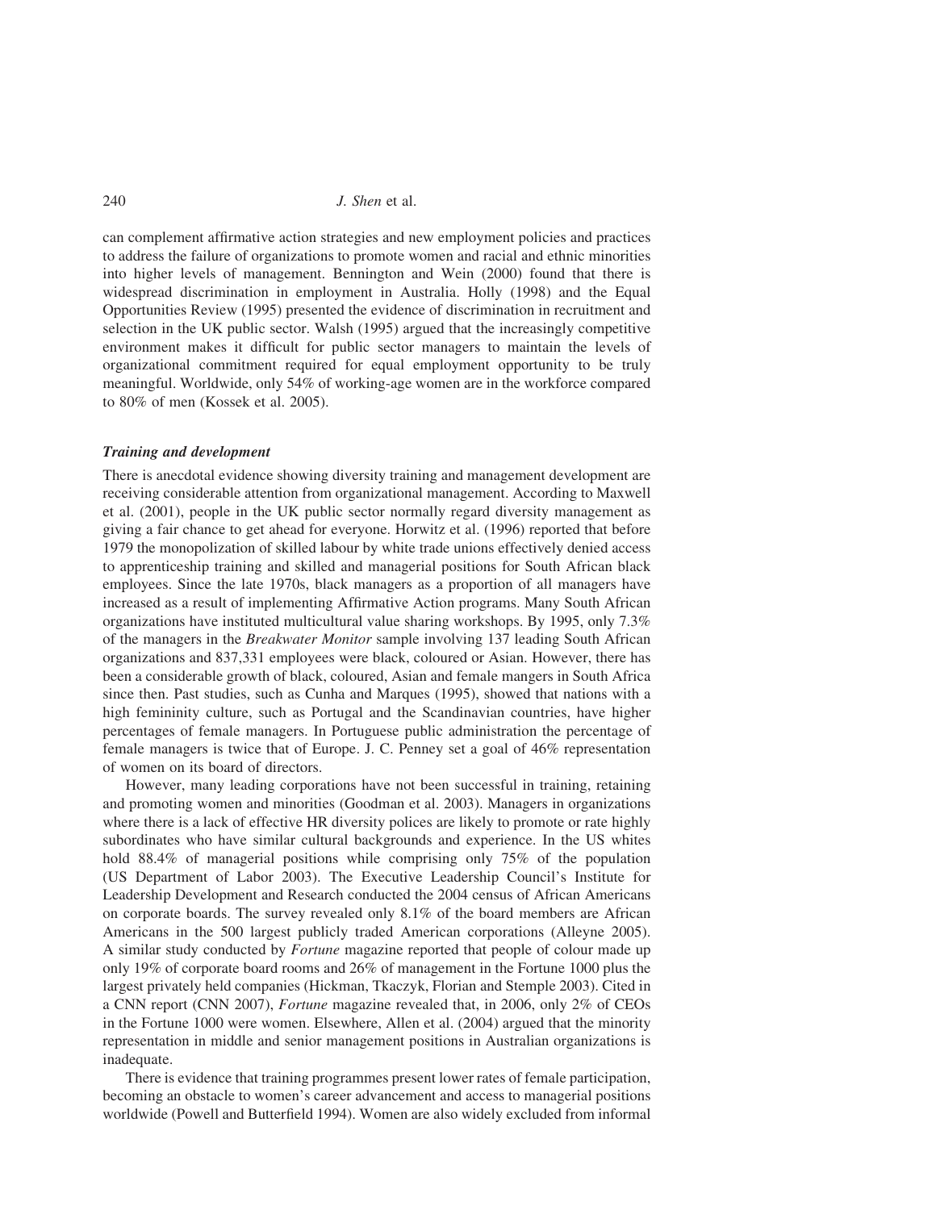can complement affirmative action strategies and new employment policies and practices to address the failure of organizations to promote women and racial and ethnic minorities into higher levels of management. Bennington and Wein (2000) found that there is widespread discrimination in employment in Australia. Holly (1998) and the Equal Opportunities Review (1995) presented the evidence of discrimination in recruitment and selection in the UK public sector. Walsh (1995) argued that the increasingly competitive environment makes it difficult for public sector managers to maintain the levels of organizational commitment required for equal employment opportunity to be truly meaningful. Worldwide, only 54% of working-age women are in the workforce compared to 80% of men (Kossek et al. 2005).

### *Training and development*

There is anecdotal evidence showing diversity training and management development are receiving considerable attention from organizational management. According to Maxwell et al. (2001), people in the UK public sector normally regard diversity management as giving a fair chance to get ahead for everyone. Horwitz et al. (1996) reported that before 1979 the monopolization of skilled labour by white trade unions effectively denied access to apprenticeship training and skilled and managerial positions for South African black employees. Since the late 1970s, black managers as a proportion of all managers have increased as a result of implementing Affirmative Action programs. Many South African organizations have instituted multicultural value sharing workshops. By 1995, only 7.3% of the managers in the *Breakwater Monitor* sample involving 137 leading South African organizations and 837,331 employees were black, coloured or Asian. However, there has been a considerable growth of black, coloured, Asian and female mangers in South Africa since then. Past studies, such as Cunha and Marques (1995), showed that nations with a high femininity culture, such as Portugal and the Scandinavian countries, have higher percentages of female managers. In Portuguese public administration the percentage of female managers is twice that of Europe. J. C. Penney set a goal of 46% representation of women on its board of directors.

However, many leading corporations have not been successful in training, retaining and promoting women and minorities (Goodman et al. 2003). Managers in organizations where there is a lack of effective HR diversity polices are likely to promote or rate highly subordinates who have similar cultural backgrounds and experience. In the US whites hold 88.4% of managerial positions while comprising only 75% of the population (US Department of Labor 2003). The Executive Leadership Council's Institute for Leadership Development and Research conducted the 2004 census of African Americans on corporate boards. The survey revealed only 8.1% of the board members are African Americans in the 500 largest publicly traded American corporations (Alleyne 2005). A similar study conducted by *Fortune* magazine reported that people of colour made up only 19% of corporate board rooms and 26% of management in the Fortune 1000 plus the largest privately held companies (Hickman, Tkaczyk, Florian and Stemple 2003). Cited in a CNN report (CNN 2007), *Fortune* magazine revealed that, in 2006, only 2% of CEOs in the Fortune 1000 were women. Elsewhere, Allen et al. (2004) argued that the minority representation in middle and senior management positions in Australian organizations is inadequate.

There is evidence that training programmes present lower rates of female participation, becoming an obstacle to women's career advancement and access to managerial positions worldwide (Powell and Butterfield 1994). Women are also widely excluded from informal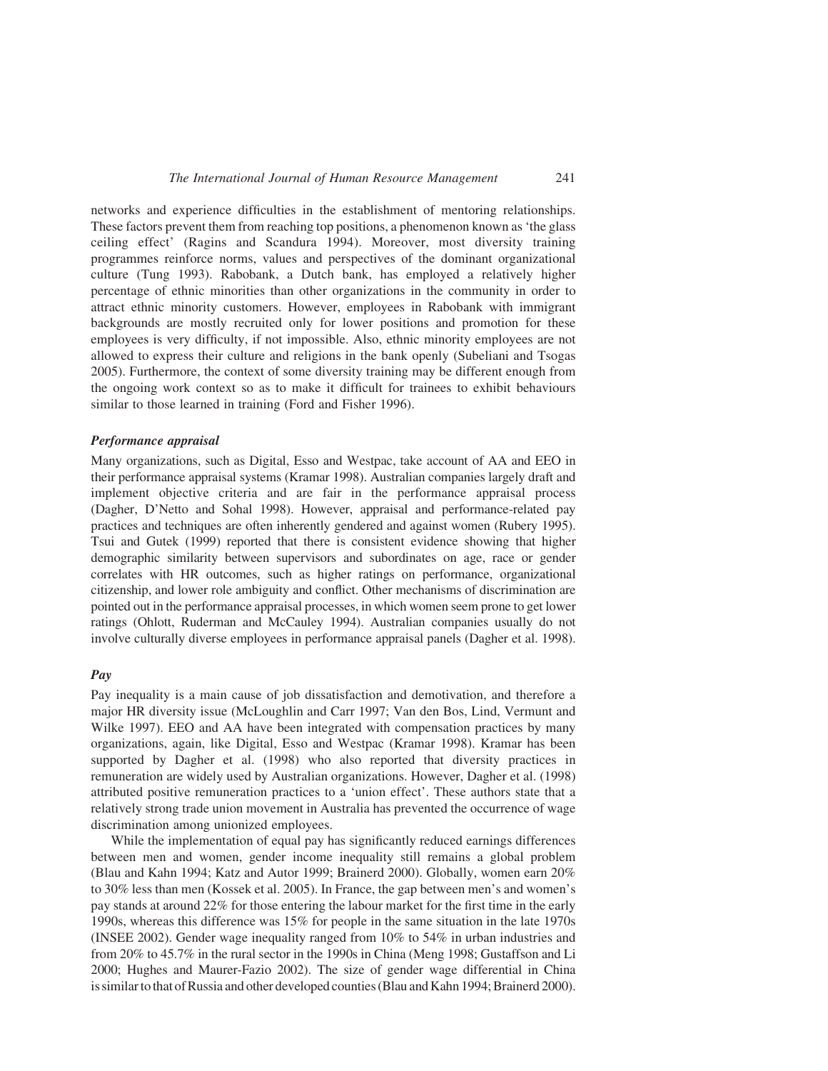networks and experience difficulties in the establishment of mentoring relationships. These factors prevent them from reaching top positions, a phenomenon known as 'the glass ceiling effect' (Ragins and Scandura 1994). Moreover, most diversity training programmes reinforce norms, values and perspectives of the dominant organizational culture (Tung 1993). Rabobank, a Dutch bank, has employed a relatively higher percentage of ethnic minorities than other organizations in the community in order to attract ethnic minority customers. However, employees in Rabobank with immigrant backgrounds are mostly recruited only for lower positions and promotion for these employees is very difficulty, if not impossible. Also, ethnic minority employees are not allowed to express their culture and religions in the bank openly (Subeliani and Tsogas 2005). Furthermore, the context of some diversity training may be different enough from the ongoing work context so as to make it difficult for trainees to exhibit behaviours similar to those learned in training (Ford and Fisher 1996).

### *Performance appraisal*

Many organizations, such as Digital, Esso and Westpac, take account of AA and EEO in their performance appraisal systems (Kramar 1998). Australian companies largely draft and implement objective criteria and are fair in the performance appraisal process (Dagher, D'Netto and Sohal 1998). However, appraisal and performance-related pay practices and techniques are often inherently gendered and against women (Rubery 1995). Tsui and Gutek (1999) reported that there is consistent evidence showing that higher demographic similarity between supervisors and subordinates on age, race or gender correlates with HR outcomes, such as higher ratings on performance, organizational citizenship, and lower role ambiguity and conflict. Other mechanisms of discrimination are pointed out in the performance appraisal processes, in which women seem prone to get lower ratings (Ohlott, Ruderman and McCauley 1994). Australian companies usually do not involve culturally diverse employees in performance appraisal panels (Dagher et al. 1998).

### *Pay*

Pay inequality is a main cause of job dissatisfaction and demotivation, and therefore a major HR diversity issue (McLoughlin and Carr 1997; Van den Bos, Lind, Vermunt and Wilke 1997). EEO and AA have been integrated with compensation practices by many organizations, again, like Digital, Esso and Westpac (Kramar 1998). Kramar has been supported by Dagher et al. (1998) who also reported that diversity practices in remuneration are widely used by Australian organizations. However, Dagher et al. (1998) attributed positive remuneration practices to a 'union effect'. These authors state that a relatively strong trade union movement in Australia has prevented the occurrence of wage discrimination among unionized employees.

While the implementation of equal pay has significantly reduced earnings differences between men and women, gender income inequality still remains a global problem (Blau and Kahn 1994; Katz and Autor 1999; Brainerd 2000). Globally, women earn 20% to 30% less than men (Kossek et al. 2005). In France, the gap between men's and women's pay stands at around 22% for those entering the labour market for the first time in the early 1990s, whereas this difference was 15% for people in the same situation in the late 1970s (INSEE 2002). Gender wage inequality ranged from 10% to 54% in urban industries and from 20% to 45.7% in the rural sector in the 1990s in China (Meng 1998; Gustaffson and Li 2000; Hughes and Maurer-Fazio 2002). The size of gender wage differential in China is similar to that of Russia and other developed counties (Blau and Kahn 1994; Brainerd 2000).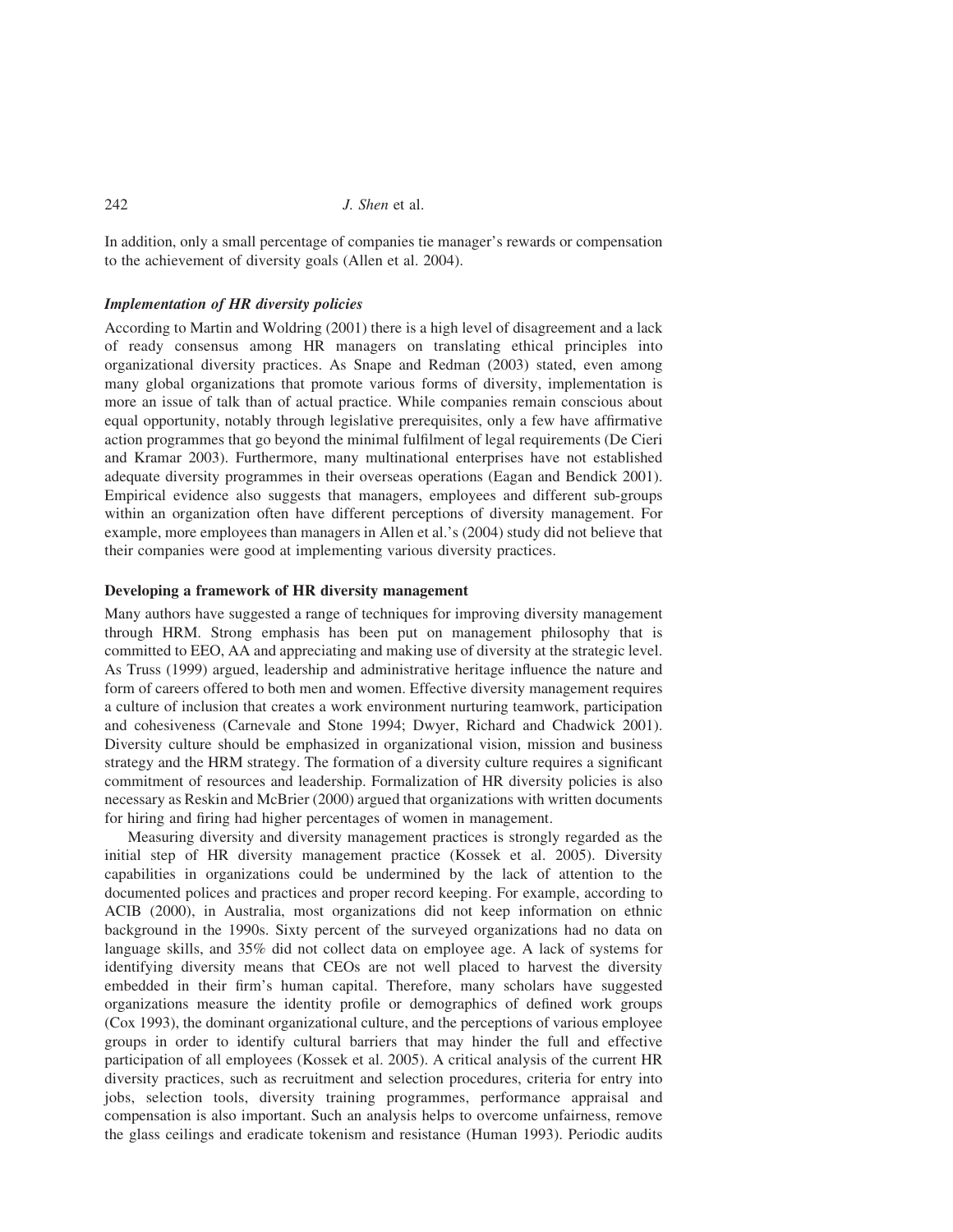In addition, only a small percentage of companies tie manager's rewards or compensation to the achievement of diversity goals (Allen et al. 2004).

### *Implementation of HR diversity policies*

According to Martin and Woldring (2001) there is a high level of disagreement and a lack of ready consensus among HR managers on translating ethical principles into organizational diversity practices. As Snape and Redman (2003) stated, even among many global organizations that promote various forms of diversity, implementation is more an issue of talk than of actual practice. While companies remain conscious about equal opportunity, notably through legislative prerequisites, only a few have affirmative action programmes that go beyond the minimal fulfilment of legal requirements (De Cieri and Kramar 2003). Furthermore, many multinational enterprises have not established adequate diversity programmes in their overseas operations (Eagan and Bendick 2001). Empirical evidence also suggests that managers, employees and different sub-groups within an organization often have different perceptions of diversity management. For example, more employees than managers in Allen et al.'s (2004) study did not believe that their companies were good at implementing various diversity practices.

## Developing a framework of HR diversity management

Many authors have suggested a range of techniques for improving diversity management through HRM. Strong emphasis has been put on management philosophy that is committed to EEO, AA and appreciating and making use of diversity at the strategic level. As Truss (1999) argued, leadership and administrative heritage influence the nature and form of careers offered to both men and women. Effective diversity management requires a culture of inclusion that creates a work environment nurturing teamwork, participation and cohesiveness (Carnevale and Stone 1994; Dwyer, Richard and Chadwick 2001). Diversity culture should be emphasized in organizational vision, mission and business strategy and the HRM strategy. The formation of a diversity culture requires a significant commitment of resources and leadership. Formalization of HR diversity policies is also necessary as Reskin and McBrier (2000) argued that organizations with written documents for hiring and firing had higher percentages of women in management.

Measuring diversity and diversity management practices is strongly regarded as the initial step of HR diversity management practice (Kossek et al. 2005). Diversity capabilities in organizations could be undermined by the lack of attention to the documented polices and practices and proper record keeping. For example, according to ACIB (2000), in Australia, most organizations did not keep information on ethnic background in the 1990s. Sixty percent of the surveyed organizations had no data on language skills, and 35% did not collect data on employee age. A lack of systems for identifying diversity means that CEOs are not well placed to harvest the diversity embedded in their firm's human capital. Therefore, many scholars have suggested organizations measure the identity profile or demographics of defined work groups (Cox 1993), the dominant organizational culture, and the perceptions of various employee groups in order to identify cultural barriers that may hinder the full and effective participation of all employees (Kossek et al. 2005). A critical analysis of the current HR diversity practices, such as recruitment and selection procedures, criteria for entry into jobs, selection tools, diversity training programmes, performance appraisal and compensation is also important. Such an analysis helps to overcome unfairness, remove the glass ceilings and eradicate tokenism and resistance (Human 1993). Periodic audits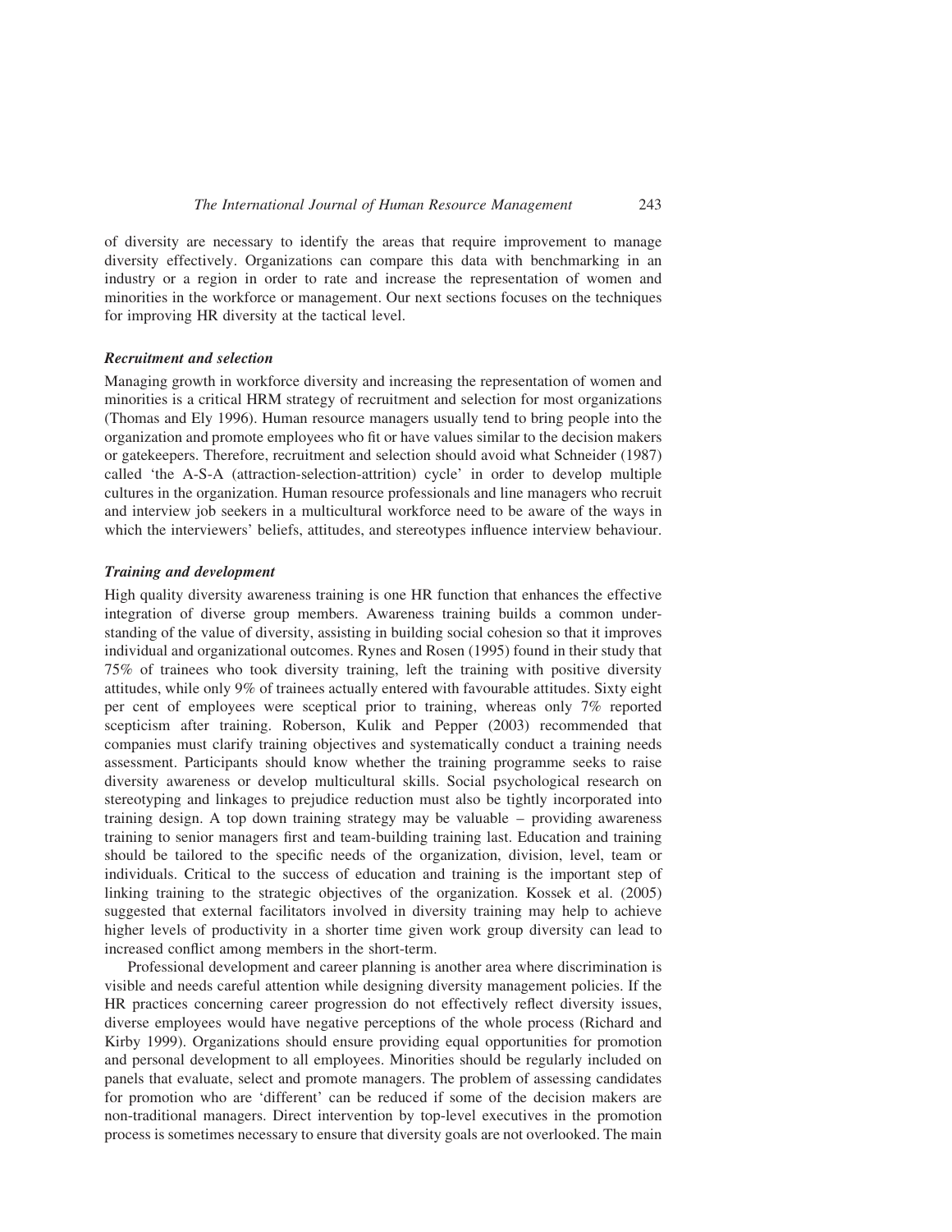of diversity are necessary to identify the areas that require improvement to manage diversity effectively. Organizations can compare this data with benchmarking in an industry or a region in order to rate and increase the representation of women and minorities in the workforce or management. Our next sections focuses on the techniques for improving HR diversity at the tactical level.

### *Recruitment and selection*

Managing growth in workforce diversity and increasing the representation of women and minorities is a critical HRM strategy of recruitment and selection for most organizations (Thomas and Ely 1996). Human resource managers usually tend to bring people into the organization and promote employees who fit or have values similar to the decision makers or gatekeepers. Therefore, recruitment and selection should avoid what Schneider (1987) called 'the A-S-A (attraction-selection-attrition) cycle' in order to develop multiple cultures in the organization. Human resource professionals and line managers who recruit and interview job seekers in a multicultural workforce need to be aware of the ways in which the interviewers' beliefs, attitudes, and stereotypes influence interview behaviour.

### *Training and development*

High quality diversity awareness training is one HR function that enhances the effective integration of diverse group members. Awareness training builds a common understanding of the value of diversity, assisting in building social cohesion so that it improves individual and organizational outcomes. Rynes and Rosen (1995) found in their study that 75% of trainees who took diversity training, left the training with positive diversity attitudes, while only 9% of trainees actually entered with favourable attitudes. Sixty eight per cent of employees were sceptical prior to training, whereas only 7% reported scepticism after training. Roberson, Kulik and Pepper (2003) recommended that companies must clarify training objectives and systematically conduct a training needs assessment. Participants should know whether the training programme seeks to raise diversity awareness or develop multicultural skills. Social psychological research on stereotyping and linkages to prejudice reduction must also be tightly incorporated into training design. A top down training strategy may be valuable – providing awareness training to senior managers first and team-building training last. Education and training should be tailored to the specific needs of the organization, division, level, team or individuals. Critical to the success of education and training is the important step of linking training to the strategic objectives of the organization. Kossek et al. (2005) suggested that external facilitators involved in diversity training may help to achieve higher levels of productivity in a shorter time given work group diversity can lead to increased conflict among members in the short-term.

Professional development and career planning is another area where discrimination is visible and needs careful attention while designing diversity management policies. If the HR practices concerning career progression do not effectively reflect diversity issues, diverse employees would have negative perceptions of the whole process (Richard and Kirby 1999). Organizations should ensure providing equal opportunities for promotion and personal development to all employees. Minorities should be regularly included on panels that evaluate, select and promote managers. The problem of assessing candidates for promotion who are 'different' can be reduced if some of the decision makers are non-traditional managers. Direct intervention by top-level executives in the promotion process is sometimes necessary to ensure that diversity goals are not overlooked. The main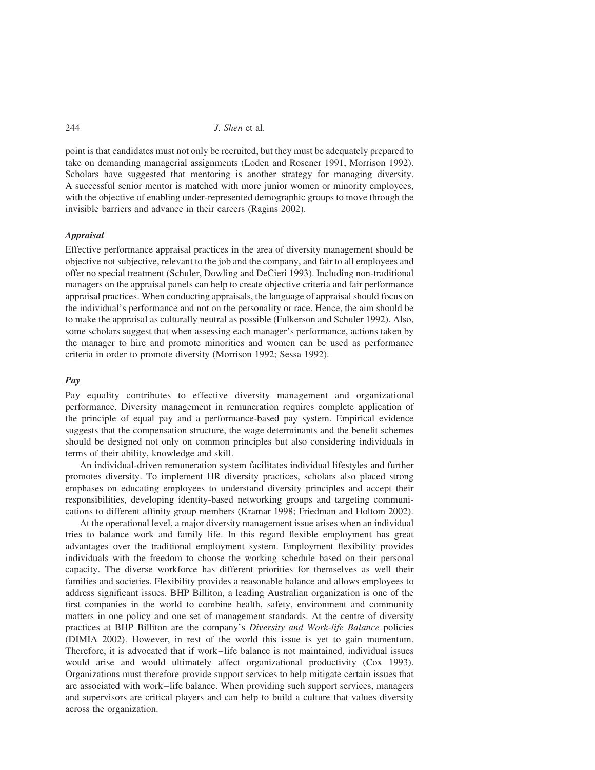point is that candidates must not only be recruited, but they must be adequately prepared to take on demanding managerial assignments (Loden and Rosener 1991, Morrison 1992). Scholars have suggested that mentoring is another strategy for managing diversity. A successful senior mentor is matched with more junior women or minority employees, with the objective of enabling under-represented demographic groups to move through the invisible barriers and advance in their careers (Ragins 2002).

### *Appraisal*

Effective performance appraisal practices in the area of diversity management should be objective not subjective, relevant to the job and the company, and fair to all employees and offer no special treatment (Schuler, Dowling and DeCieri 1993). Including non-traditional managers on the appraisal panels can help to create objective criteria and fair performance appraisal practices. When conducting appraisals, the language of appraisal should focus on the individual's performance and not on the personality or race. Hence, the aim should be to make the appraisal as culturally neutral as possible (Fulkerson and Schuler 1992). Also, some scholars suggest that when assessing each manager's performance, actions taken by the manager to hire and promote minorities and women can be used as performance criteria in order to promote diversity (Morrison 1992; Sessa 1992).

### *Pay*

Pay equality contributes to effective diversity management and organizational performance. Diversity management in remuneration requires complete application of the principle of equal pay and a performance-based pay system. Empirical evidence suggests that the compensation structure, the wage determinants and the benefit schemes should be designed not only on common principles but also considering individuals in terms of their ability, knowledge and skill.

An individual-driven remuneration system facilitates individual lifestyles and further promotes diversity. To implement HR diversity practices, scholars also placed strong emphases on educating employees to understand diversity principles and accept their responsibilities, developing identity-based networking groups and targeting communications to different affinity group members (Kramar 1998; Friedman and Holtom 2002).

At the operational level, a major diversity management issue arises when an individual tries to balance work and family life. In this regard flexible employment has great advantages over the traditional employment system. Employment flexibility provides individuals with the freedom to choose the working schedule based on their personal capacity. The diverse workforce has different priorities for themselves as well their families and societies. Flexibility provides a reasonable balance and allows employees to address significant issues. BHP Billiton, a leading Australian organization is one of the first companies in the world to combine health, safety, environment and community matters in one policy and one set of management standards. At the centre of diversity practices at BHP Billiton are the company's *Diversity and Work-life Balance* policies (DIMIA 2002). However, in rest of the world this issue is yet to gain momentum. Therefore, it is advocated that if work–life balance is not maintained, individual issues would arise and would ultimately affect organizational productivity (Cox 1993). Organizations must therefore provide support services to help mitigate certain issues that are associated with work–life balance. When providing such support services, managers and supervisors are critical players and can help to build a culture that values diversity across the organization.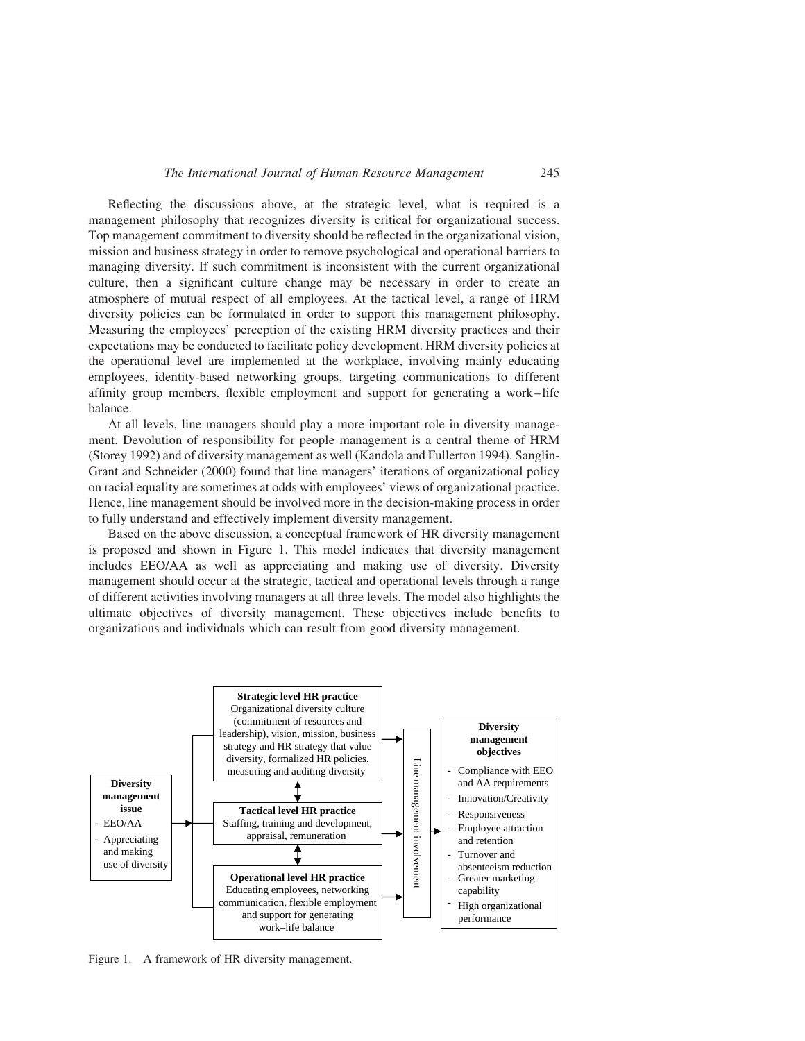Reflecting the discussions above, at the strategic level, what is required is a management philosophy that recognizes diversity is critical for organizational success. Top management commitment to diversity should be reflected in the organizational vision, mission and business strategy in order to remove psychological and operational barriers to managing diversity. If such commitment is inconsistent with the current organizational culture, then a significant culture change may be necessary in order to create an atmosphere of mutual respect of all employees. At the tactical level, a range of HRM diversity policies can be formulated in order to support this management philosophy. Measuring the employees' perception of the existing HRM diversity practices and their expectations may be conducted to facilitate policy development. HRM diversity policies at the operational level are implemented at the workplace, involving mainly educating employees, identity-based networking groups, targeting communications to different affinity group members, flexible employment and support for generating a work–life balance.

At all levels, line managers should play a more important role in diversity management. Devolution of responsibility for people management is a central theme of HRM (Storey 1992) and of diversity management as well (Kandola and Fullerton 1994). Sanglin-Grant and Schneider (2000) found that line managers' iterations of organizational policy on racial equality are sometimes at odds with employees' views of organizational practice. Hence, line management should be involved more in the decision-making process in order to fully understand and effectively implement diversity management.

Based on the above discussion, a conceptual framework of HR diversity management is proposed and shown in Figure 1. This model indicates that diversity management includes EEO/AA as well as appreciating and making use of diversity. Diversity management should occur at the strategic, tactical and operational levels through a range of different activities involving managers at all three levels. The model also highlights the ultimate objectives of diversity management. These objectives include benefits to organizations and individuals which can result from good diversity management.

**Diversity management issue**
- EEO/AA
- Appreciating and making use of diversity

**Strategic level HR practice**
Organizational diversity culture (commitment of resources and leadership), vision, mission, business strategy and HR strategy that value diversity, formalized HR policies, measuring and auditing diversity

**Tactical level HR practice**
Staffing, training and development, appraisal, remuneration

**Operational level HR practice**
Educating employees, networking communication, flexible employment and support for generating work–life balance

Line management involvement

**Diversity management objectives**
- Compliance with EEO and AA requirements
- Innovation/Creativity
- Responsiveness
- Employee attraction and retention
- Turnover and absenteeism reduction
- Greater marketing capability
- High organizational performance

Figure 1. A framework of HR diversity management.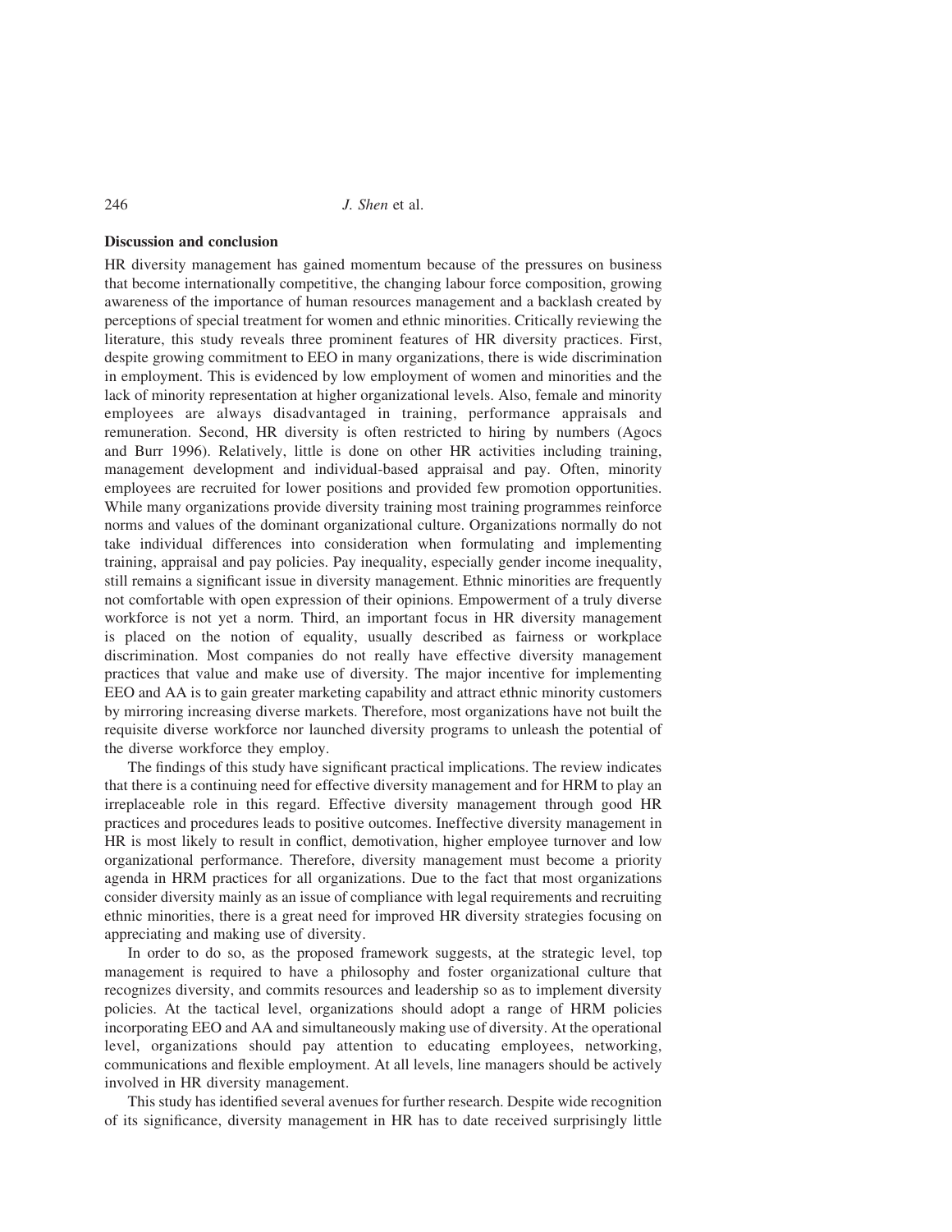## Discussion and conclusion

HR diversity management has gained momentum because of the pressures on business that become internationally competitive, the changing labour force composition, growing awareness of the importance of human resources management and a backlash created by perceptions of special treatment for women and ethnic minorities. Critically reviewing the literature, this study reveals three prominent features of HR diversity practices. First, despite growing commitment to EEO in many organizations, there is wide discrimination in employment. This is evidenced by low employment of women and minorities and the lack of minority representation at higher organizational levels. Also, female and minority employees are always disadvantaged in training, performance appraisals and remuneration. Second, HR diversity is often restricted to hiring by numbers (Agocs and Burr 1996). Relatively, little is done on other HR activities including training, management development and individual-based appraisal and pay. Often, minority employees are recruited for lower positions and provided few promotion opportunities. While many organizations provide diversity training most training programmes reinforce norms and values of the dominant organizational culture. Organizations normally do not take individual differences into consideration when formulating and implementing training, appraisal and pay policies. Pay inequality, especially gender income inequality, still remains a significant issue in diversity management. Ethnic minorities are frequently not comfortable with open expression of their opinions. Empowerment of a truly diverse workforce is not yet a norm. Third, an important focus in HR diversity management is placed on the notion of equality, usually described as fairness or workplace discrimination. Most companies do not really have effective diversity management practices that value and make use of diversity. The major incentive for implementing EEO and AA is to gain greater marketing capability and attract ethnic minority customers by mirroring increasing diverse markets. Therefore, most organizations have not built the requisite diverse workforce nor launched diversity programs to unleash the potential of the diverse workforce they employ.

The findings of this study have significant practical implications. The review indicates that there is a continuing need for effective diversity management and for HRM to play an irreplaceable role in this regard. Effective diversity management through good HR practices and procedures leads to positive outcomes. Ineffective diversity management in HR is most likely to result in conflict, demotivation, higher employee turnover and low organizational performance. Therefore, diversity management must become a priority agenda in HRM practices for all organizations. Due to the fact that most organizations consider diversity mainly as an issue of compliance with legal requirements and recruiting ethnic minorities, there is a great need for improved HR diversity strategies focusing on appreciating and making use of diversity.

In order to do so, as the proposed framework suggests, at the strategic level, top management is required to have a philosophy and foster organizational culture that recognizes diversity, and commits resources and leadership so as to implement diversity policies. At the tactical level, organizations should adopt a range of HRM policies incorporating EEO and AA and simultaneously making use of diversity. At the operational level, organizations should pay attention to educating employees, networking, communications and flexible employment. At all levels, line managers should be actively involved in HR diversity management.

This study has identified several avenues for further research. Despite wide recognition of its significance, diversity management in HR has to date received surprisingly little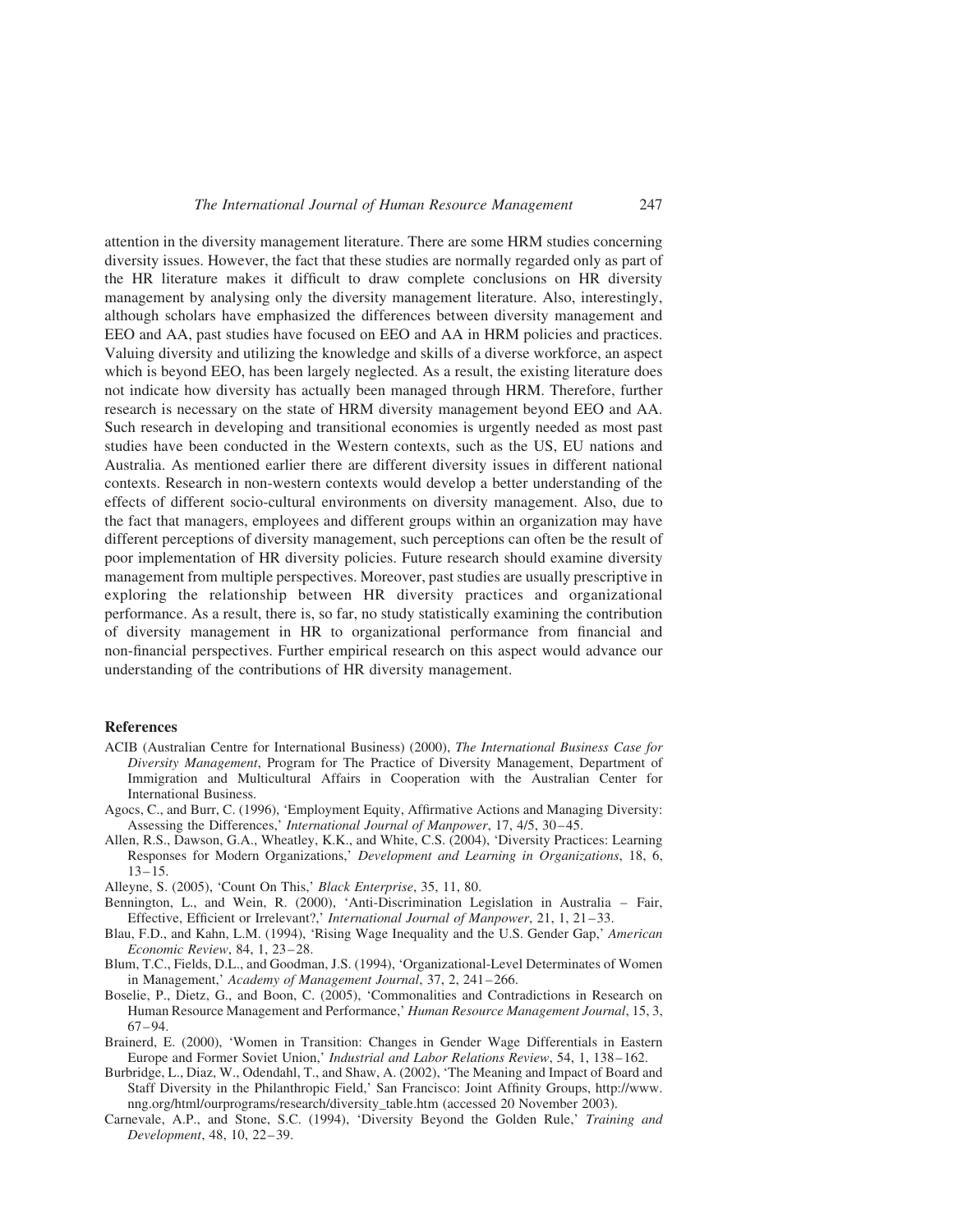attention in the diversity management literature. There are some HRM studies concerning diversity issues. However, the fact that these studies are normally regarded only as part of the HR literature makes it difficult to draw complete conclusions on HR diversity management by analysing only the diversity management literature. Also, interestingly, although scholars have emphasized the differences between diversity management and EEO and AA, past studies have focused on EEO and AA in HRM policies and practices. Valuing diversity and utilizing the knowledge and skills of a diverse workforce, an aspect which is beyond EEO, has been largely neglected. As a result, the existing literature does not indicate how diversity has actually been managed through HRM. Therefore, further research is necessary on the state of HRM diversity management beyond EEO and AA. Such research in developing and transitional economies is urgently needed as most past studies have been conducted in the Western contexts, such as the US, EU nations and Australia. As mentioned earlier there are different diversity issues in different national contexts. Research in non-western contexts would develop a better understanding of the effects of different socio-cultural environments on diversity management. Also, due to the fact that managers, employees and different groups within an organization may have different perceptions of diversity management, such perceptions can often be the result of poor implementation of HR diversity policies. Future research should examine diversity management from multiple perspectives. Moreover, past studies are usually prescriptive in exploring the relationship between HR diversity practices and organizational performance. As a result, there is, so far, no study statistically examining the contribution of diversity management in HR to organizational performance from financial and non-financial perspectives. Further empirical research on this aspect would advance our understanding of the contributions of HR diversity management.

## References

ACIB (Australian Centre for International Business) (2000), *The International Business Case for Diversity Management*, Program for The Practice of Diversity Management, Department of Immigration and Multicultural Affairs in Cooperation with the Australian Center for International Business.

Agocs, C., and Burr, C. (1996), 'Employment Equity, Affirmative Actions and Managing Diversity: Assessing the Differences,' *International Journal of Manpower*, 17, 4/5, 30–45.

Allen, R.S., Dawson, G.A., Wheatley, K.K., and White, C.S. (2004), 'Diversity Practices: Learning Responses for Modern Organizations,' *Development and Learning in Organizations*, 18, 6, 13–15.

Alleyne, S. (2005), 'Count On This,' *Black Enterprise*, 35, 11, 80.

Bennington, L., and Wein, R. (2000), 'Anti-Discrimination Legislation in Australia – Fair, Effective, Efficient or Irrelevant?,' *International Journal of Manpower*, 21, 1, 21–33.

Blau, F.D., and Kahn, L.M. (1994), 'Rising Wage Inequality and the U.S. Gender Gap,' *American Economic Review*, 84, 1, 23–28.

Blum, T.C., Fields, D.L., and Goodman, J.S. (1994), 'Organizational-Level Determinates of Women in Management,' *Academy of Management Journal*, 37, 2, 241–266.

Boselie, P., Dietz, G., and Boon, C. (2005), 'Commonalities and Contradictions in Research on Human Resource Management and Performance,' *Human Resource Management Journal*, 15, 3, 67–94.

Brainerd, E. (2000), 'Women in Transition: Changes in Gender Wage Differentials in Eastern Europe and Former Soviet Union,' *Industrial and Labor Relations Review*, 54, 1, 138–162.

Burbridge, L., Diaz, W., Odendahl, T., and Shaw, A. (2002), 'The Meaning and Impact of Board and Staff Diversity in the Philanthropic Field,' San Francisco: Joint Affinity Groups, http://www.nng.org/html/ourprograms/research/diversity_table.htm (accessed 20 November 2003).

Carnevale, A.P., and Stone, S.C. (1994), 'Diversity Beyond the Golden Rule,' *Training and Development*, 48, 10, 22–39.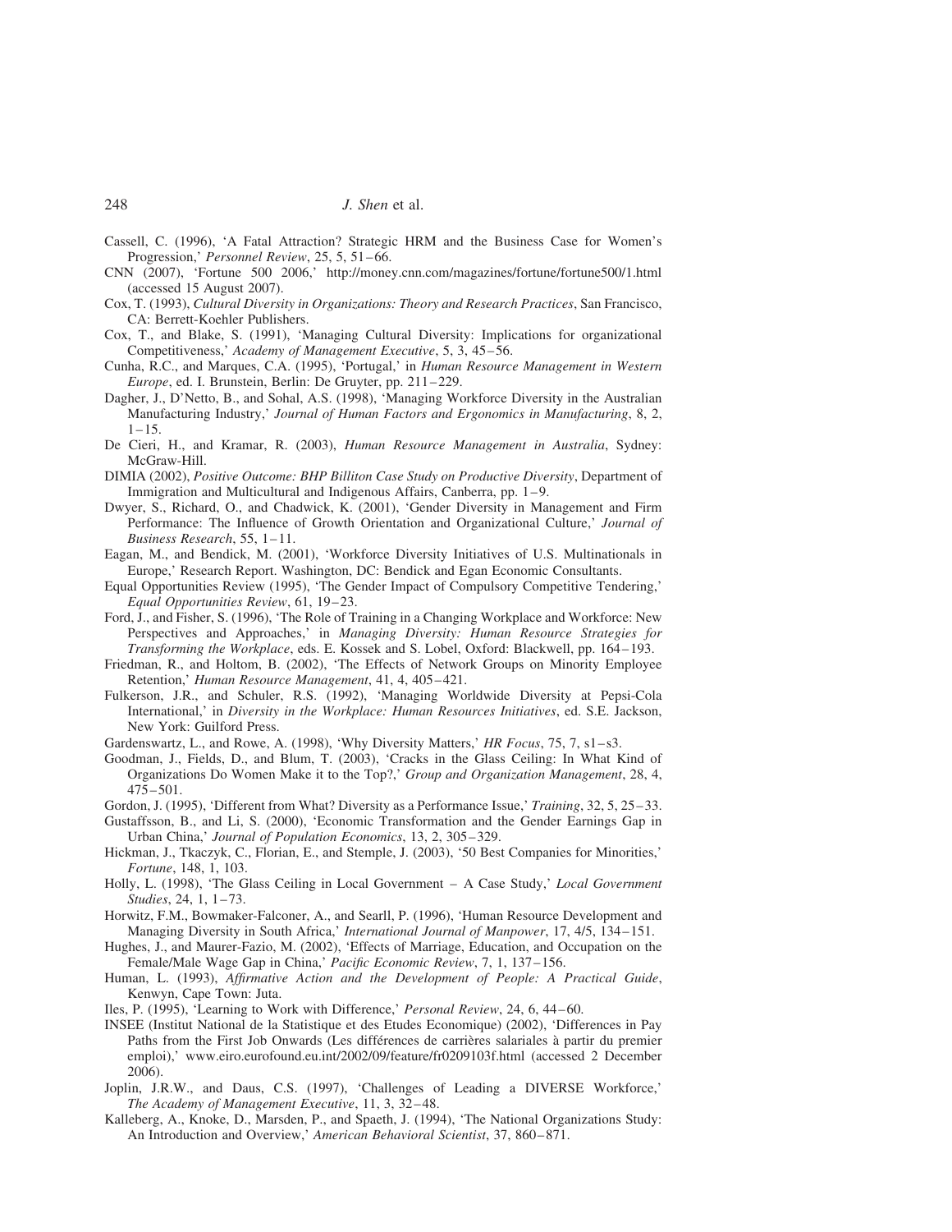Cassell, C. (1996), 'A Fatal Attraction? Strategic HRM and the Business Case for Women's Progression,' *Personnel Review*, 25, 5, 51–66.

CNN (2007), 'Fortune 500 2006,' http://money.cnn.com/magazines/fortune/fortune500/1.html (accessed 15 August 2007).

Cox, T. (1993), *Cultural Diversity in Organizations: Theory and Research Practices*, San Francisco, CA: Berrett-Koehler Publishers.

Cox, T., and Blake, S. (1991), 'Managing Cultural Diversity: Implications for organizational Competitiveness,' *Academy of Management Executive*, 5, 3, 45–56.

Cunha, R.C., and Marques, C.A. (1995), 'Portugal,' in *Human Resource Management in Western Europe*, ed. I. Brunstein, Berlin: De Gruyter, pp. 211–229.

Dagher, J., D'Netto, B., and Sohal, A.S. (1998), 'Managing Workforce Diversity in the Australian Manufacturing Industry,' *Journal of Human Factors and Ergonomics in Manufacturing*, 8, 2, 1–15.

De Cieri, H., and Kramar, R. (2003), *Human Resource Management in Australia*, Sydney: McGraw-Hill.

DIMIA (2002), *Positive Outcome: BHP Billiton Case Study on Productive Diversity*, Department of Immigration and Multicultural and Indigenous Affairs, Canberra, pp. 1–9.

Dwyer, S., Richard, O., and Chadwick, K. (2001), 'Gender Diversity in Management and Firm Performance: The Influence of Growth Orientation and Organizational Culture,' *Journal of Business Research*, 55, 1–11.

Eagan, M., and Bendick, M. (2001), 'Workforce Diversity Initiatives of U.S. Multinationals in Europe,' Research Report. Washington, DC: Bendick and Egan Economic Consultants.

Equal Opportunities Review (1995), 'The Gender Impact of Compulsory Competitive Tendering,' *Equal Opportunities Review*, 61, 19–23.

Ford, J., and Fisher, S. (1996), 'The Role of Training in a Changing Workplace and Workforce: New Perspectives and Approaches,' in *Managing Diversity: Human Resource Strategies for Transforming the Workplace*, eds. E. Kossek and S. Lobel, Oxford: Blackwell, pp. 164–193.

Friedman, R., and Holtom, B. (2002), 'The Effects of Network Groups on Minority Employee Retention,' *Human Resource Management*, 41, 4, 405–421.

Fulkerson, J.R., and Schuler, R.S. (1992), 'Managing Worldwide Diversity at Pepsi-Cola International,' in *Diversity in the Workplace: Human Resources Initiatives*, ed. S.E. Jackson, New York: Guilford Press.

Gardenswartz, L., and Rowe, A. (1998), 'Why Diversity Matters,' *HR Focus*, 75, 7, s1–s3.

Goodman, J., Fields, D., and Blum, T. (2003), 'Cracks in the Glass Ceiling: In What Kind of Organizations Do Women Make it to the Top?,' *Group and Organization Management*, 28, 4, 475–501.

Gordon, J. (1995), 'Different from What? Diversity as a Performance Issue,' *Training*, 32, 5, 25–33.

Gustaffsson, B., and Li, S. (2000), 'Economic Transformation and the Gender Earnings Gap in Urban China,' *Journal of Population Economics*, 13, 2, 305–329.

Hickman, J., Tkaczyk, C., Florian, E., and Stemple, J. (2003), '50 Best Companies for Minorities,' *Fortune*, 148, 1, 103.

Holly, L. (1998), 'The Glass Ceiling in Local Government – A Case Study,' *Local Government Studies*, 24, 1, 1–73.

Horwitz, F.M., Bowmaker-Falconer, A., and Searll, P. (1996), 'Human Resource Development and Managing Diversity in South Africa,' *International Journal of Manpower*, 17, 4/5, 134–151.

Hughes, J., and Maurer-Fazio, M. (2002), 'Effects of Marriage, Education, and Occupation on the Female/Male Wage Gap in China,' *Pacific Economic Review*, 7, 1, 137–156.

Human, L. (1993), *Affirmative Action and the Development of People: A Practical Guide*, Kenwyn, Cape Town: Juta.

Iles, P. (1995), 'Learning to Work with Difference,' *Personal Review*, 24, 6, 44–60.

INSEE (Institut National de la Statistique et des Etudes Economique) (2002), 'Differences in Pay Paths from the First Job Onwards (Les différences de carrières salariales à partir du premier emploi),' www.eiro.eurofound.eu.int/2002/09/feature/fr0209103f.html (accessed 2 December 2006).

Joplin, J.R.W., and Daus, C.S. (1997), 'Challenges of Leading a DIVERSE Workforce,' *The Academy of Management Executive*, 11, 3, 32–48.

Kalleberg, A., Knoke, D., Marsden, P., and Spaeth, J. (1994), 'The National Organizations Study: An Introduction and Overview,' *American Behavioral Scientist*, 37, 860–871.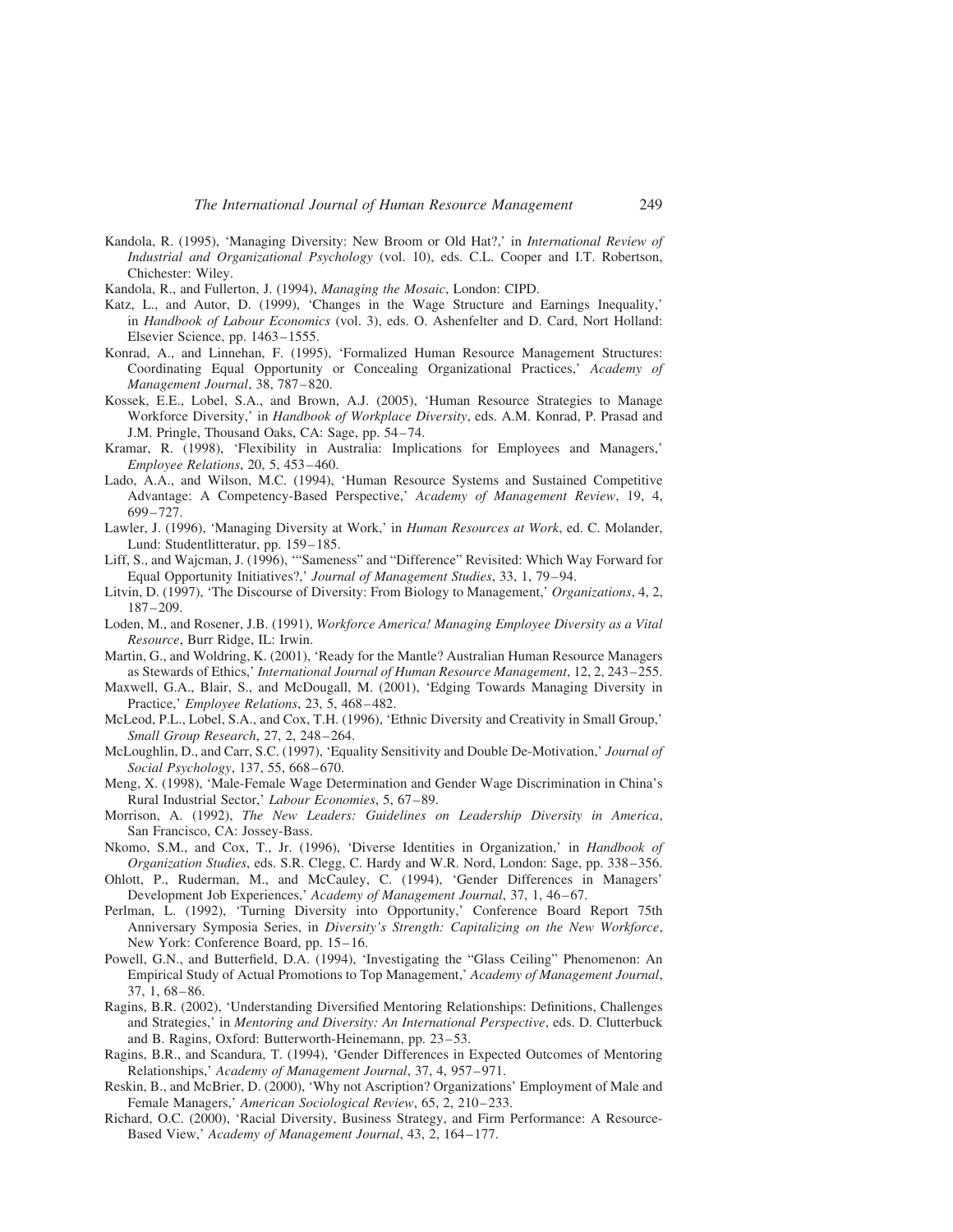Kandola, R. (1995), 'Managing Diversity: New Broom or Old Hat?,' in *International Review of Industrial and Organizational Psychology* (vol. 10), eds. C.L. Cooper and I.T. Robertson, Chichester: Wiley.

Kandola, R., and Fullerton, J. (1994), *Managing the Mosaic*, London: CIPD.

Katz, L., and Autor, D. (1999), 'Changes in the Wage Structure and Earnings Inequality,' in *Handbook of Labour Economics* (vol. 3), eds. O. Ashenfelter and D. Card, Nort Holland: Elsevier Science, pp. 1463–1555.

Konrad, A., and Linnehan, F. (1995), 'Formalized Human Resource Management Structures: Coordinating Equal Opportunity or Concealing Organizational Practices,' *Academy of Management Journal*, 38, 787–820.

Kossek, E.E., Lobel, S.A., and Brown, A.J. (2005), 'Human Resource Strategies to Manage Workforce Diversity,' in *Handbook of Workplace Diversity*, eds. A.M. Konrad, P. Prasad and J.M. Pringle, Thousand Oaks, CA: Sage, pp. 54–74.

Kramar, R. (1998), 'Flexibility in Australia: Implications for Employees and Managers,' *Employee Relations*, 20, 5, 453–460.

Lado, A.A., and Wilson, M.C. (1994), 'Human Resource Systems and Sustained Competitive Advantage: A Competency-Based Perspective,' *Academy of Management Review*, 19, 4, 699–727.

Lawler, J. (1996), 'Managing Diversity at Work,' in *Human Resources at Work*, ed. C. Molander, Lund: Studentlitteratur, pp. 159–185.

Liff, S., and Wajcman, J. (1996), '"Sameness" and "Difference" Revisited: Which Way Forward for Equal Opportunity Initiatives?,' *Journal of Management Studies*, 33, 1, 79–94.

Litvin, D. (1997), 'The Discourse of Diversity: From Biology to Management,' *Organizations*, 4, 2, 187–209.

Loden, M., and Rosener, J.B. (1991), *Workforce America! Managing Employee Diversity as a Vital Resource*, Burr Ridge, IL: Irwin.

Martin, G., and Woldring, K. (2001), 'Ready for the Mantle? Australian Human Resource Managers as Stewards of Ethics,' *International Journal of Human Resource Management*, 12, 2, 243–255.

Maxwell, G.A., Blair, S., and McDougall, M. (2001), 'Edging Towards Managing Diversity in Practice,' *Employee Relations*, 23, 5, 468–482.

McLeod, P.L., Lobel, S.A., and Cox, T.H. (1996), 'Ethnic Diversity and Creativity in Small Group,' *Small Group Research*, 27, 2, 248–264.

McLoughlin, D., and Carr, S.C. (1997), 'Equality Sensitivity and Double De-Motivation,' *Journal of Social Psychology*, 137, 55, 668–670.

Meng, X. (1998), 'Male-Female Wage Determination and Gender Wage Discrimination in China's Rural Industrial Sector,' *Labour Economies*, 5, 67–89.

Morrison, A. (1992), *The New Leaders: Guidelines on Leadership Diversity in America*, San Francisco, CA: Jossey-Bass.

Nkomo, S.M., and Cox, T., Jr. (1996), 'Diverse Identities in Organization,' in *Handbook of Organization Studies*, eds. S.R. Clegg, C. Hardy and W.R. Nord, London: Sage, pp. 338–356.

Ohlott, P., Ruderman, M., and McCauley, C. (1994), 'Gender Differences in Managers' Development Job Experiences,' *Academy of Management Journal*, 37, 1, 46–67.

Perlman, L. (1992), 'Turning Diversity into Opportunity,' Conference Board Report 75th Anniversary Symposia Series, in *Diversity's Strength: Capitalizing on the New Workforce*, New York: Conference Board, pp. 15–16.

Powell, G.N., and Butterfield, D.A. (1994), 'Investigating the "Glass Ceiling" Phenomenon: An Empirical Study of Actual Promotions to Top Management,' *Academy of Management Journal*, 37, 1, 68–86.

Ragins, B.R. (2002), 'Understanding Diversified Mentoring Relationships: Definitions, Challenges and Strategies,' in *Mentoring and Diversity: An International Perspective*, eds. D. Clutterbuck and B. Ragins, Oxford: Butterworth-Heinemann, pp. 23–53.

Ragins, B.R., and Scandura, T. (1994), 'Gender Differences in Expected Outcomes of Mentoring Relationships,' *Academy of Management Journal*, 37, 4, 957–971.

Reskin, B., and McBrier, D. (2000), 'Why not Ascription? Organizations' Employment of Male and Female Managers,' *American Sociological Review*, 65, 2, 210–233.

Richard, O.C. (2000), 'Racial Diversity, Business Strategy, and Firm Performance: A Resource-Based View,' *Academy of Management Journal*, 43, 2, 164–177.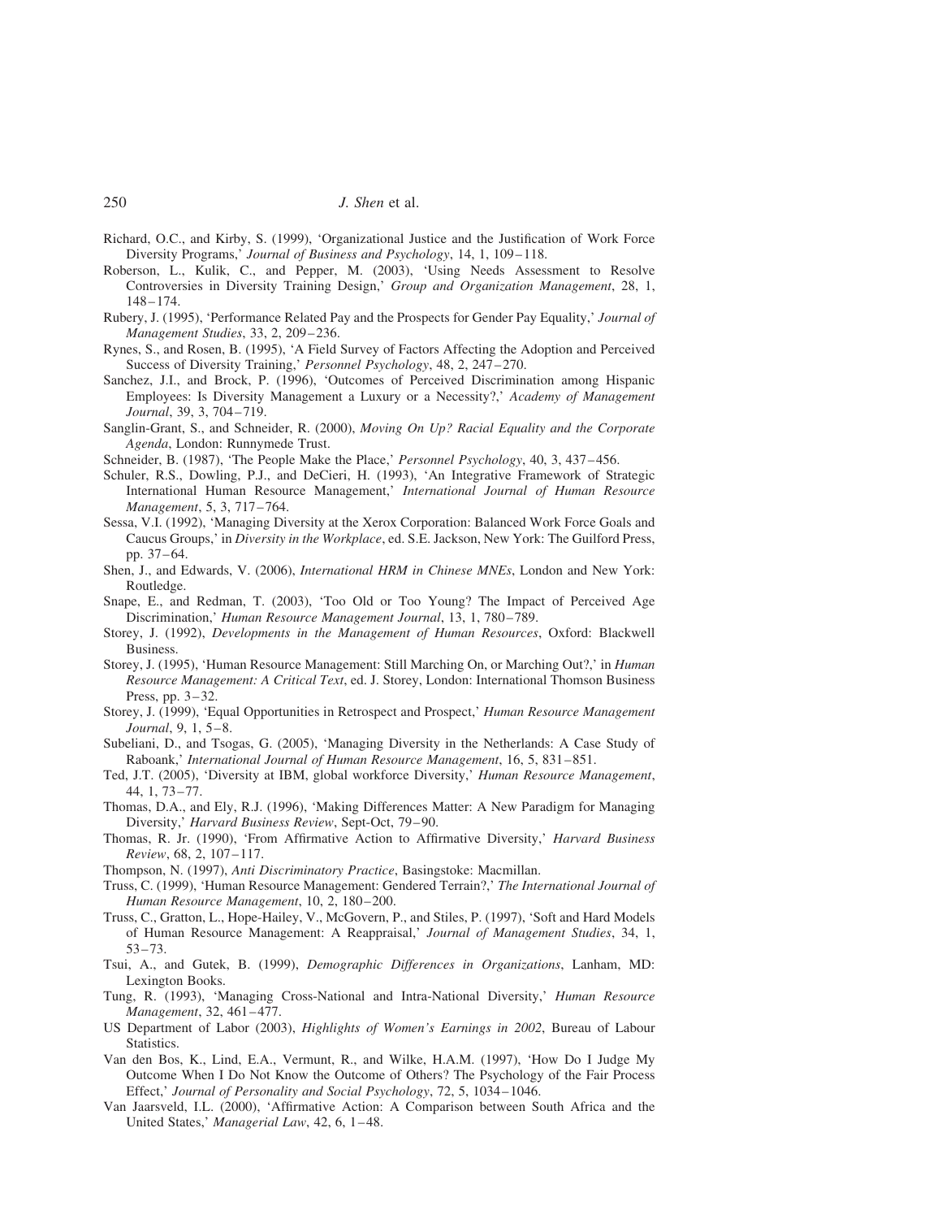Richard, O.C., and Kirby, S. (1999), 'Organizational Justice and the Justification of Work Force Diversity Programs,' *Journal of Business and Psychology*, 14, 1, 109–118.

Roberson, L., Kulik, C., and Pepper, M. (2003), 'Using Needs Assessment to Resolve Controversies in Diversity Training Design,' *Group and Organization Management*, 28, 1, 148–174.

Rubery, J. (1995), 'Performance Related Pay and the Prospects for Gender Pay Equality,' *Journal of Management Studies*, 33, 2, 209–236.

Rynes, S., and Rosen, B. (1995), 'A Field Survey of Factors Affecting the Adoption and Perceived Success of Diversity Training,' *Personnel Psychology*, 48, 2, 247–270.

Sanchez, J.I., and Brock, P. (1996), 'Outcomes of Perceived Discrimination among Hispanic Employees: Is Diversity Management a Luxury or a Necessity?,' *Academy of Management Journal*, 39, 3, 704–719.

Sanglin-Grant, S., and Schneider, R. (2000), *Moving On Up? Racial Equality and the Corporate Agenda*, London: Runnymede Trust.

Schneider, B. (1987), 'The People Make the Place,' *Personnel Psychology*, 40, 3, 437–456.

Schuler, R.S., Dowling, P.J., and DeCieri, H. (1993), 'An Integrative Framework of Strategic International Human Resource Management,' *International Journal of Human Resource Management*, 5, 3, 717–764.

Sessa, V.I. (1992), 'Managing Diversity at the Xerox Corporation: Balanced Work Force Goals and Caucus Groups,' in *Diversity in the Workplace*, ed. S.E. Jackson, New York: The Guilford Press, pp. 37–64.

Shen, J., and Edwards, V. (2006), *International HRM in Chinese MNEs*, London and New York: Routledge.

Snape, E., and Redman, T. (2003), 'Too Old or Too Young? The Impact of Perceived Age Discrimination,' *Human Resource Management Journal*, 13, 1, 780–789.

Storey, J. (1992), *Developments in the Management of Human Resources*, Oxford: Blackwell Business.

Storey, J. (1995), 'Human Resource Management: Still Marching On, or Marching Out?,' in *Human Resource Management: A Critical Text*, ed. J. Storey, London: International Thomson Business Press, pp. 3–32.

Storey, J. (1999), 'Equal Opportunities in Retrospect and Prospect,' *Human Resource Management Journal*, 9, 1, 5–8.

Subeliani, D., and Tsogas, G. (2005), 'Managing Diversity in the Netherlands: A Case Study of Raboank,' *International Journal of Human Resource Management*, 16, 5, 831–851.

Ted, J.T. (2005), 'Diversity at IBM, global workforce Diversity,' *Human Resource Management*, 44, 1, 73–77.

Thomas, D.A., and Ely, R.J. (1996), 'Making Differences Matter: A New Paradigm for Managing Diversity,' *Harvard Business Review*, Sept-Oct, 79–90.

Thomas, R. Jr. (1990), 'From Affirmative Action to Affirmative Diversity,' *Harvard Business Review*, 68, 2, 107–117.

Thompson, N. (1997), *Anti Discriminatory Practice*, Basingstoke: Macmillan.

Truss, C. (1999), 'Human Resource Management: Gendered Terrain?,' *The International Journal of Human Resource Management*, 10, 2, 180–200.

Truss, C., Gratton, L., Hope-Hailey, V., McGovern, P., and Stiles, P. (1997), 'Soft and Hard Models of Human Resource Management: A Reappraisal,' *Journal of Management Studies*, 34, 1, 53–73.

Tsui, A., and Gutek, B. (1999), *Demographic Differences in Organizations*, Lanham, MD: Lexington Books.

Tung, R. (1993), 'Managing Cross-National and Intra-National Diversity,' *Human Resource Management*, 32, 461–477.

US Department of Labor (2003), *Highlights of Women's Earnings in 2002*, Bureau of Labour Statistics.

Van den Bos, K., Lind, E.A., Vermunt, R., and Wilke, H.A.M. (1997), 'How Do I Judge My Outcome When I Do Not Know the Outcome of Others? The Psychology of the Fair Process Effect,' *Journal of Personality and Social Psychology*, 72, 5, 1034–1046.

Van Jaarsveld, I.L. (2000), 'Affirmative Action: A Comparison between South Africa and the United States,' *Managerial Law*, 42, 6, 1–48.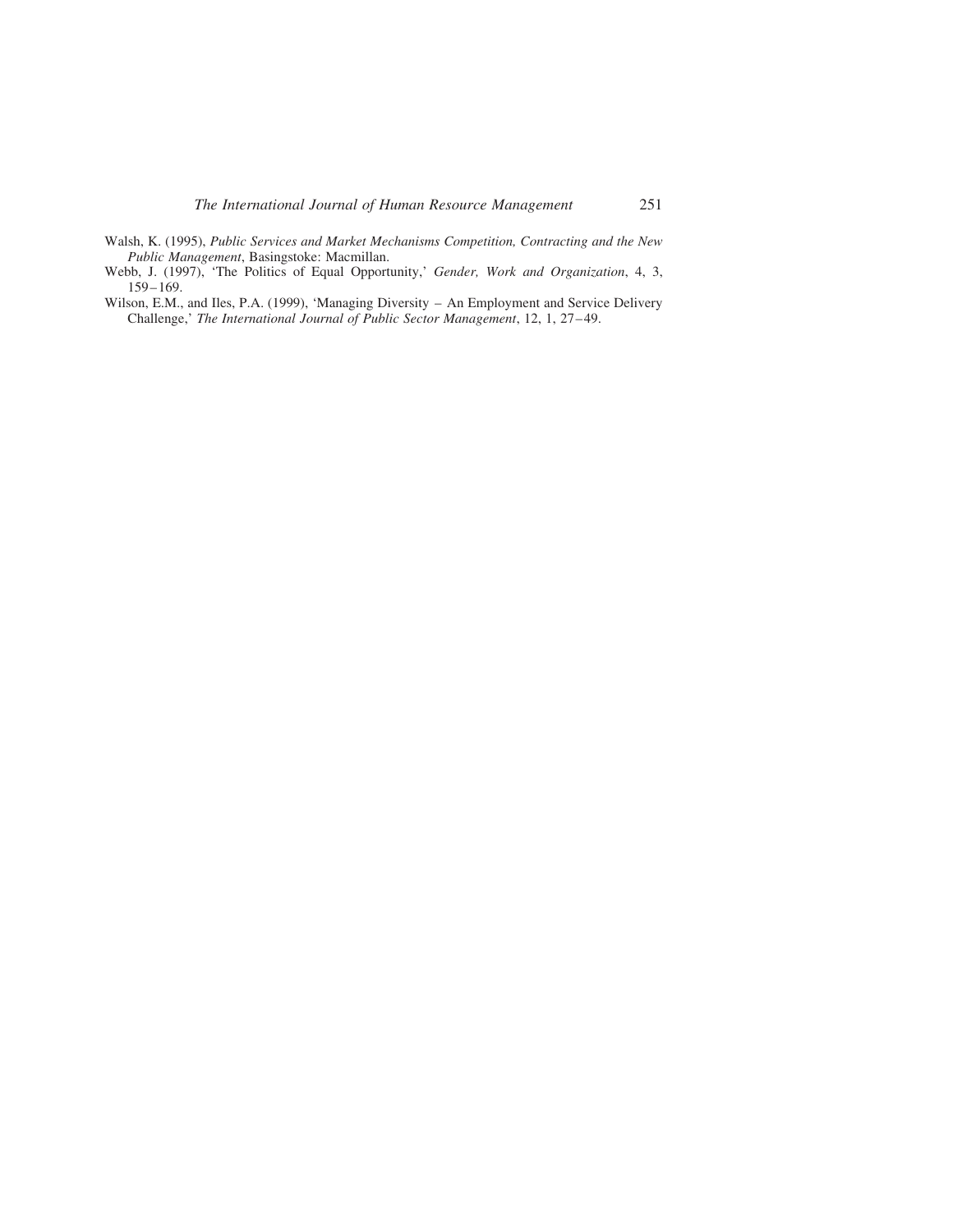Walsh, K. (1995), *Public Services and Market Mechanisms Competition, Contracting and the New Public Management*, Basingstoke: Macmillan.

Webb, J. (1997), 'The Politics of Equal Opportunity,' *Gender, Work and Organization*, 4, 3, 159–169.

Wilson, E.M., and Iles, P.A. (1999), 'Managing Diversity – An Employment and Service Delivery Challenge,' *The International Journal of Public Sector Management*, 12, 1, 27–49.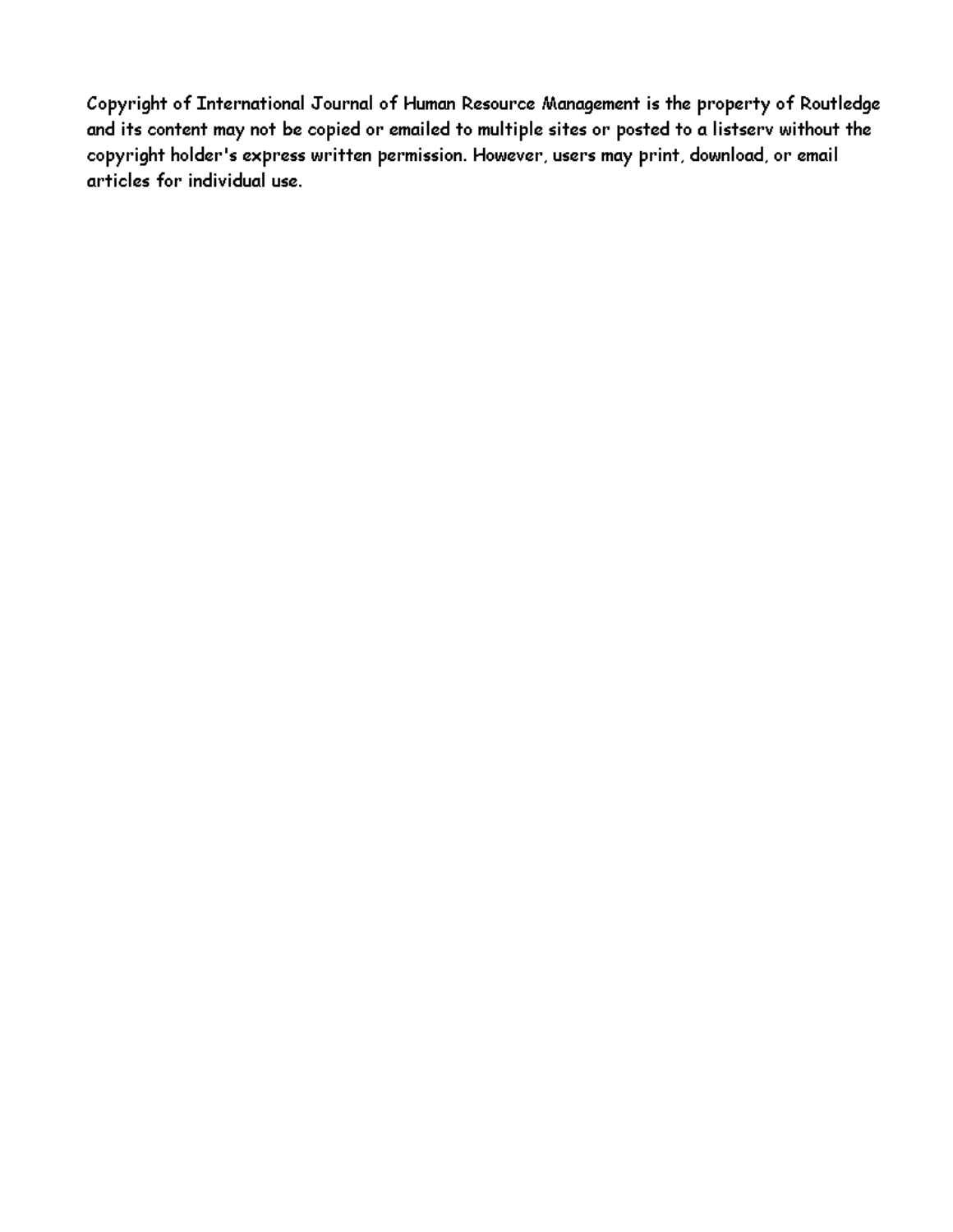Copyright of International Journal of Human Resource Management is the property of Routledge and its content may not be copied or emailed to multiple sites or posted to a listserv without the copyright holder's express written permission. However, users may print, download, or email articles for individual use.